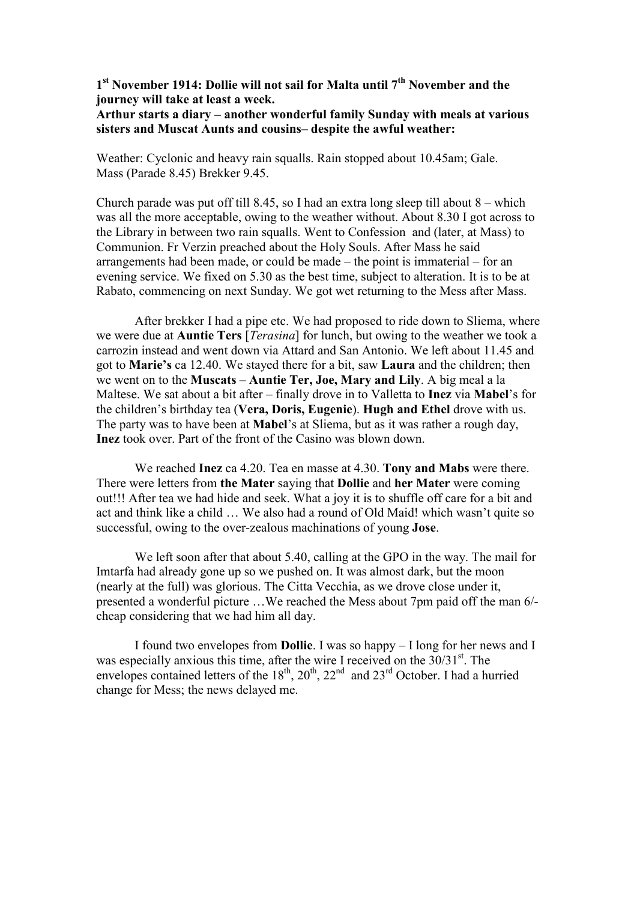**1st November 1914: Dollie will not sail for Malta until 7th November and the journey will take at least a week.**
**Arthur starts a diary – another wonderful family Sunday with meals at various sisters and Muscat Aunts and cousins– despite the awful weather:**

Weather: Cyclonic and heavy rain squalls. Rain stopped about 10.45am; Gale.
Mass (Parade 8.45) Brekker 9.45.

Church parade was put off till 8.45, so I had an extra long sleep till about 8 – which was all the more acceptable, owing to the weather without. About 8.30 I got across to the Library in between two rain squalls. Went to Confession and (later, at Mass) to Communion. Fr Verzin preached about the Holy Souls. After Mass he said arrangements had been made, or could be made – the point is immaterial – for an evening service. We fixed on 5.30 as the best time, subject to alteration. It is to be at Rabato, commencing on next Sunday. We got wet returning to the Mess after Mass.

After brekker I had a pipe etc. We had proposed to ride down to Sliema, where we were due at **Auntie Ters** [*Terasina*] for lunch, but owing to the weather we took a carrozin instead and went down via Attard and San Antonio. We left about 11.45 and got to **Marie's** ca 12.40. We stayed there for a bit, saw **Laura** and the children; then we went on to the **Muscats** – **Auntie Ter, Joe, Mary and Lily**. A big meal a la Maltese. We sat about a bit after – finally drove in to Valletta to **Inez** via **Mabel**'s for the children's birthday tea (**Vera, Doris, Eugenie**). **Hugh and Ethel** drove with us. The party was to have been at **Mabel**'s at Sliema, but as it was rather a rough day, **Inez** took over. Part of the front of the Casino was blown down.

We reached **Inez** ca 4.20. Tea en masse at 4.30. **Tony and Mabs** were there. There were letters from **the Mater** saying that **Dollie** and **her Mater** were coming out!!! After tea we had hide and seek. What a joy it is to shuffle off care for a bit and act and think like a child … We also had a round of Old Maid! which wasn't quite so successful, owing to the over-zealous machinations of young **Jose**.

We left soon after that about 5.40, calling at the GPO in the way. The mail for Imtarfa had already gone up so we pushed on. It was almost dark, but the moon (nearly at the full) was glorious. The Citta Vecchia, as we drove close under it, presented a wonderful picture …We reached the Mess about 7pm paid off the man 6/- cheap considering that we had him all day.

I found two envelopes from **Dollie**. I was so happy – I long for her news and I was especially anxious this time, after the wire I received on the 30/31st. The envelopes contained letters of the 18th, 20th, 22nd and 23rd October. I had a hurried change for Mess; the news delayed me.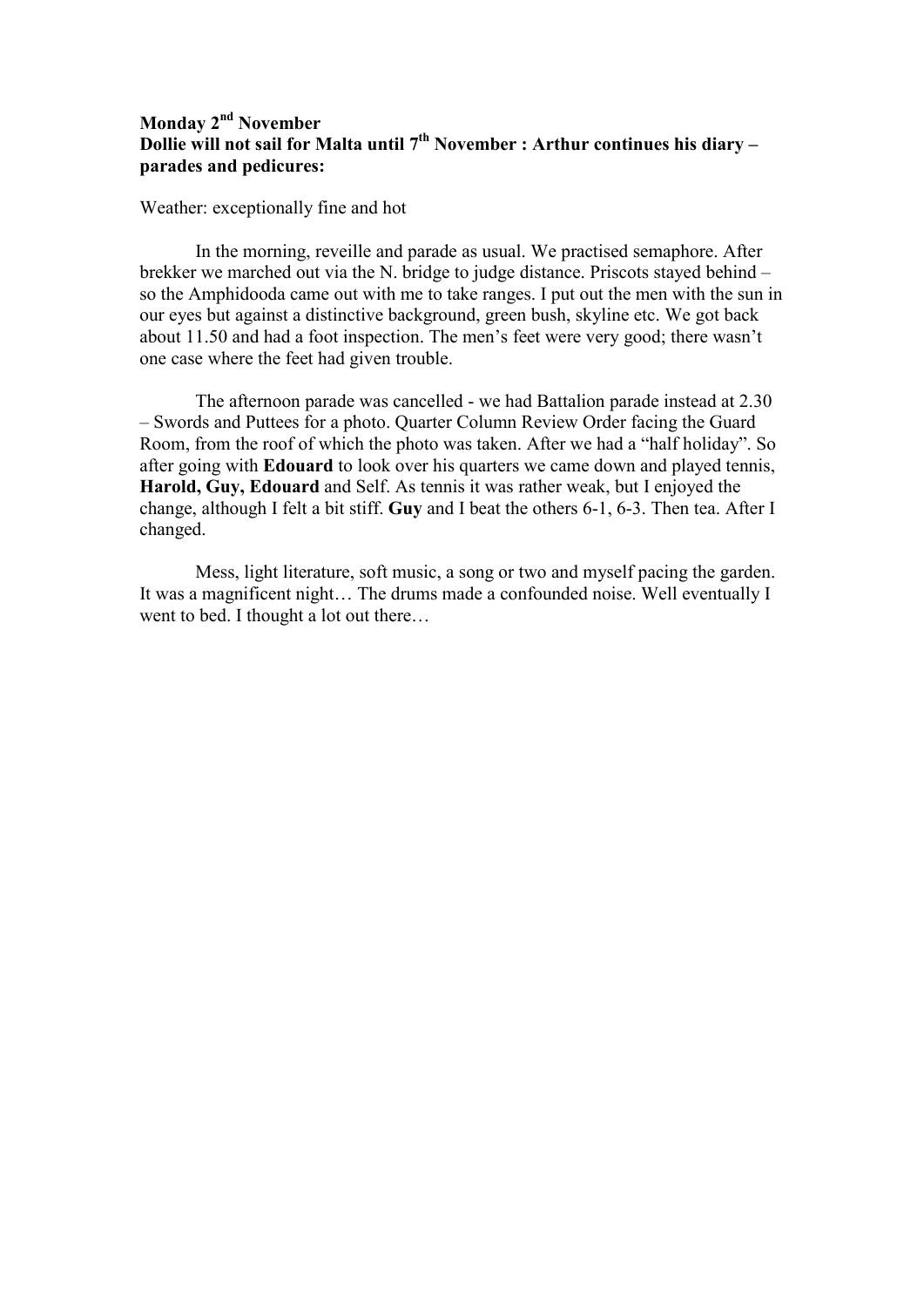**Monday 2nd November**
**Dollie will not sail for Malta until 7th November : Arthur continues his diary – parades and pedicures:**

Weather: exceptionally fine and hot

In the morning, reveille and parade as usual. We practised semaphore. After brekker we marched out via the N. bridge to judge distance. Priscots stayed behind – so the Amphidooda came out with me to take ranges. I put out the men with the sun in our eyes but against a distinctive background, green bush, skyline etc. We got back about 11.50 and had a foot inspection. The men's feet were very good; there wasn't one case where the feet had given trouble.

The afternoon parade was cancelled - we had Battalion parade instead at 2.30 – Swords and Puttees for a photo. Quarter Column Review Order facing the Guard Room, from the roof of which the photo was taken. After we had a "half holiday". So after going with **Edouard** to look over his quarters we came down and played tennis, **Harold, Guy, Edouard** and Self. As tennis it was rather weak, but I enjoyed the change, although I felt a bit stiff. **Guy** and I beat the others 6-1, 6-3. Then tea. After I changed.

Mess, light literature, soft music, a song or two and myself pacing the garden. It was a magnificent night… The drums made a confounded noise. Well eventually I went to bed. I thought a lot out there…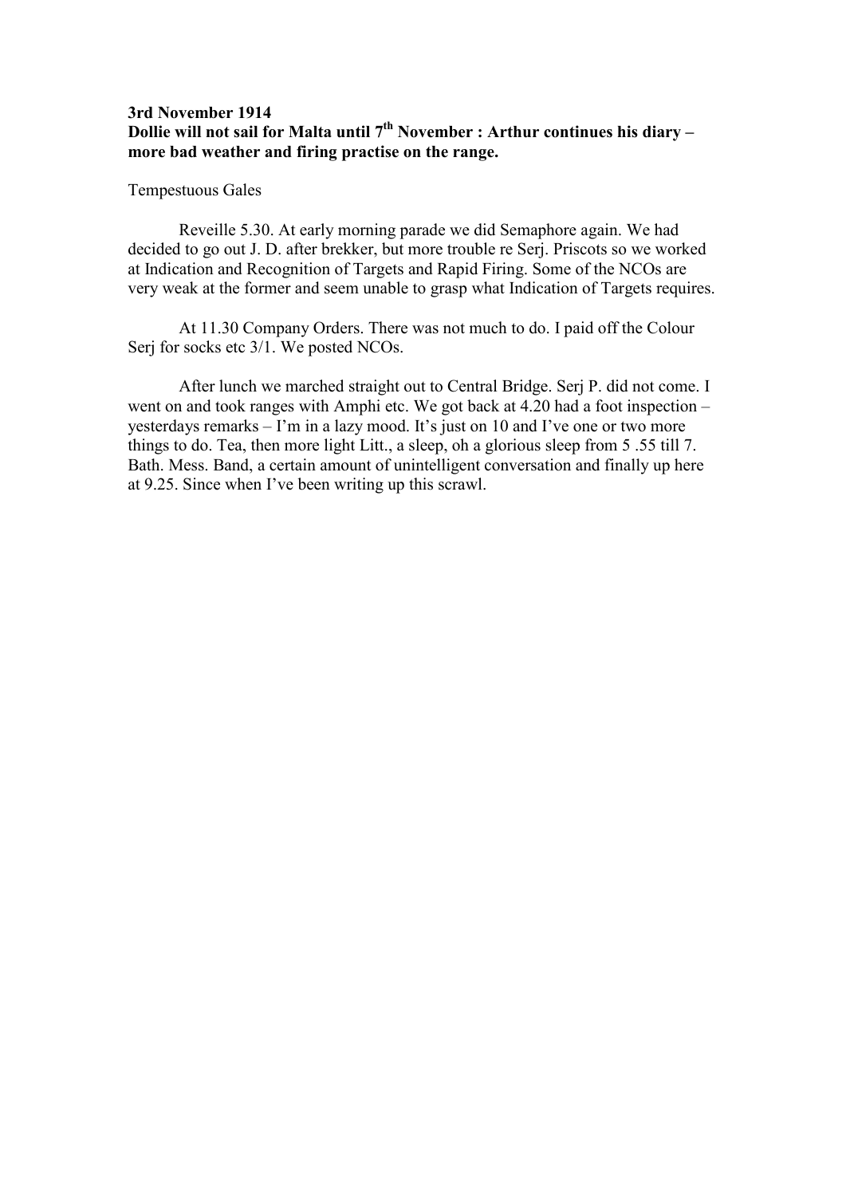**3rd November 1914**
**Dollie will not sail for Malta until 7th November : Arthur continues his diary – more bad weather and firing practise on the range.**

Tempestuous Gales

Reveille 5.30. At early morning parade we did Semaphore again. We had decided to go out J. D. after brekker, but more trouble re Serj. Priscots so we worked at Indication and Recognition of Targets and Rapid Firing. Some of the NCOs are very weak at the former and seem unable to grasp what Indication of Targets requires.

At 11.30 Company Orders. There was not much to do. I paid off the Colour Serj for socks etc 3/1. We posted NCOs.

After lunch we marched straight out to Central Bridge. Serj P. did not come. I went on and took ranges with Amphi etc. We got back at 4.20 had a foot inspection – yesterdays remarks – I'm in a lazy mood. It's just on 10 and I've one or two more things to do. Tea, then more light Litt., a sleep, oh a glorious sleep from 5 .55 till 7. Bath. Mess. Band, a certain amount of unintelligent conversation and finally up here at 9.25. Since when I've been writing up this scrawl.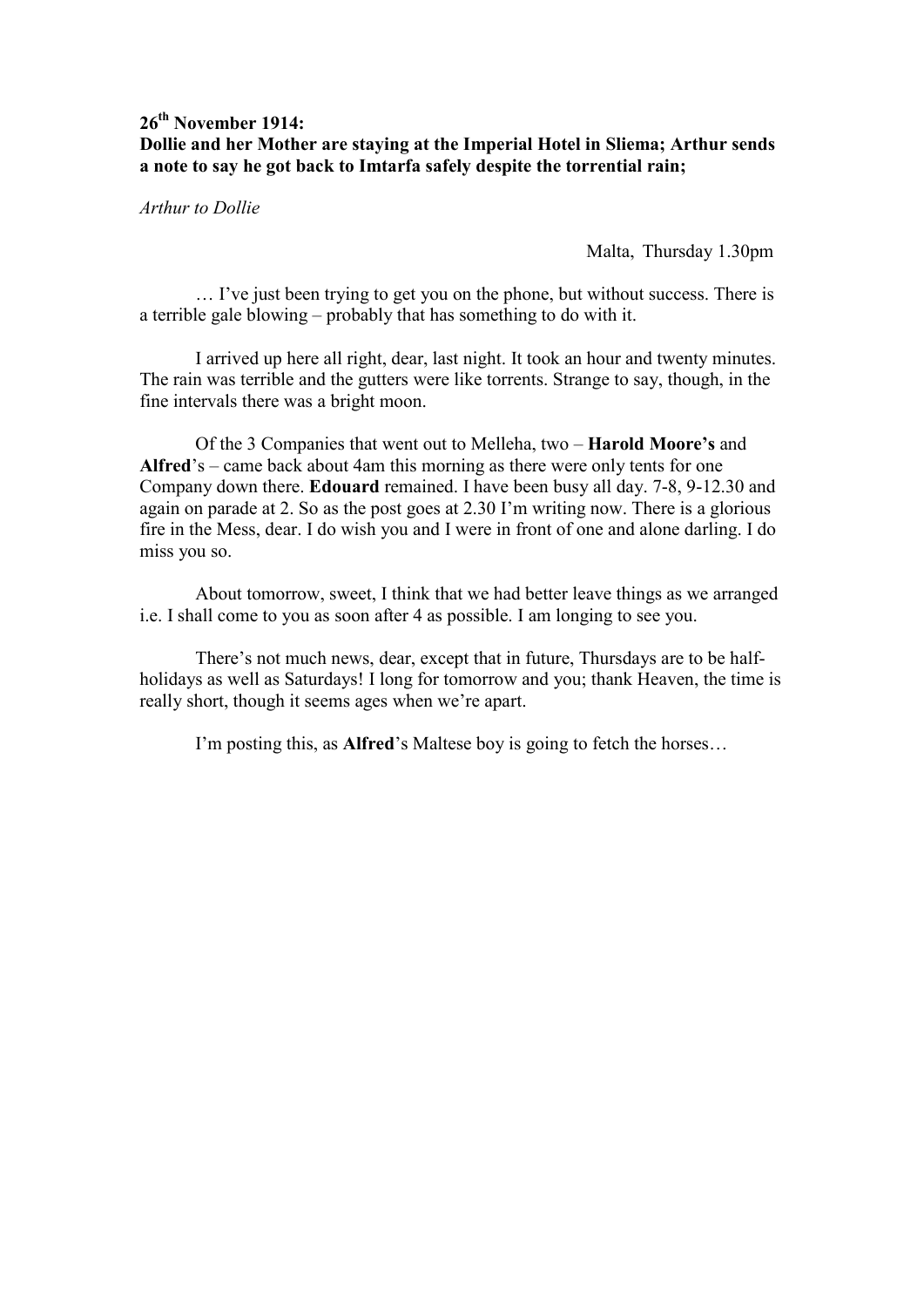**26th November 1914:**
**Dollie and her Mother are staying at the Imperial Hotel in Sliema; Arthur sends a note to say he got back to Imtarfa safely despite the torrential rain;**

*Arthur to Dollie*

Malta, Thursday 1.30pm

… I've just been trying to get you on the phone, but without success. There is a terrible gale blowing – probably that has something to do with it.

I arrived up here all right, dear, last night. It took an hour and twenty minutes. The rain was terrible and the gutters were like torrents. Strange to say, though, in the fine intervals there was a bright moon.

Of the 3 Companies that went out to Melleha, two – **Harold Moore's** and **Alfred**'s – came back about 4am this morning as there were only tents for one Company down there. **Edouard** remained. I have been busy all day. 7-8, 9-12.30 and again on parade at 2. So as the post goes at 2.30 I'm writing now. There is a glorious fire in the Mess, dear. I do wish you and I were in front of one and alone darling. I do miss you so.

About tomorrow, sweet, I think that we had better leave things as we arranged i.e. I shall come to you as soon after 4 as possible. I am longing to see you.

There's not much news, dear, except that in future, Thursdays are to be half-holidays as well as Saturdays! I long for tomorrow and you; thank Heaven, the time is really short, though it seems ages when we're apart.

I'm posting this, as **Alfred**'s Maltese boy is going to fetch the horses…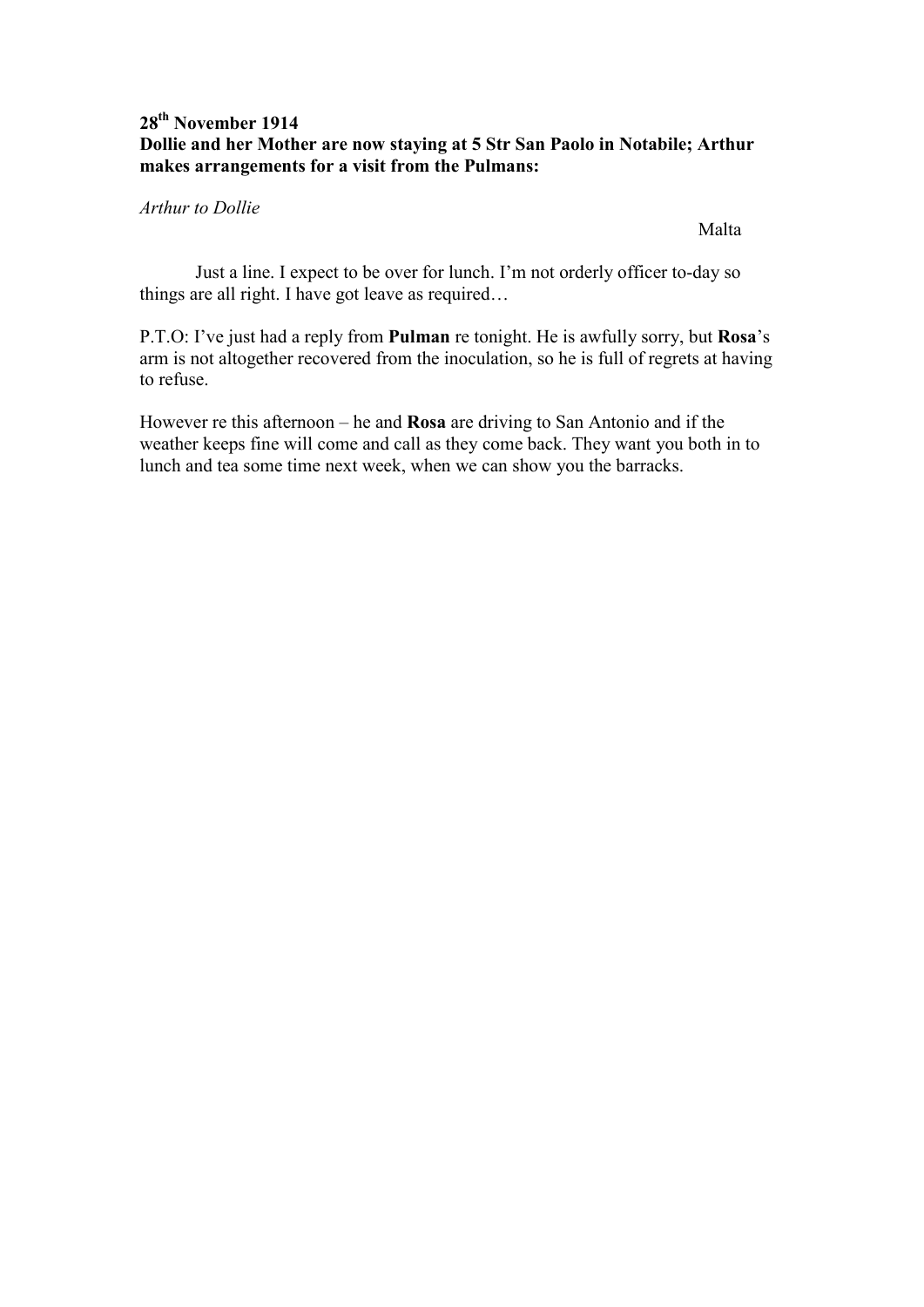**28th November 1914**
**Dollie and her Mother are now staying at 5 Str San Paolo in Notabile; Arthur makes arrangements for a visit from the Pulmans:**

*Arthur to Dollie*

Malta

Just a line. I expect to be over for lunch. I'm not orderly officer to-day so things are all right. I have got leave as required…

P.T.O: I've just had a reply from **Pulman** re tonight. He is awfully sorry, but **Rosa**'s arm is not altogether recovered from the inoculation, so he is full of regrets at having to refuse.

However re this afternoon – he and **Rosa** are driving to San Antonio and if the weather keeps fine will come and call as they come back. They want you both in to lunch and tea some time next week, when we can show you the barracks.